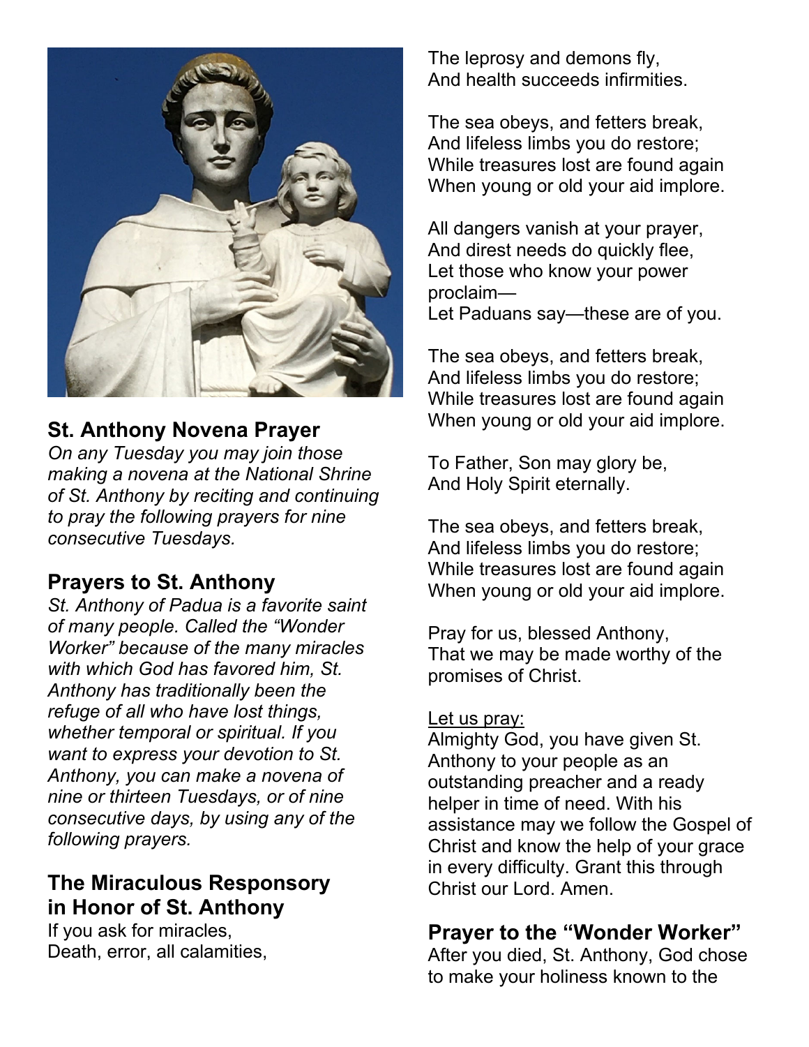## St. Anthony Novena Prayer

*On any Tuesday you may join those making a novena at the National Shrine of St. Anthony by reciting and continuing to pray the following prayers for nine consecutive Tuesdays.*

## Prayers to St. Anthony

*St. Anthony of Padua is a favorite saint of many people. Called the "Wonder Worker" because of the many miracles with which God has favored him, St. Anthony has traditionally been the refuge of all who have lost things, whether temporal or spiritual. If you want to express your devotion to St. Anthony, you can make a novena of nine or thirteen Tuesdays, or of nine consecutive days, by using any of the following prayers.*

## The Miraculous Responsory in Honor of St. Anthony

If you ask for miracles,
Death, error, all calamities,
The leprosy and demons fly,
And health succeeds infirmities.

The sea obeys, and fetters break,
And lifeless limbs you do restore;
While treasures lost are found again
When young or old your aid implore.

All dangers vanish at your prayer,
And direst needs do quickly flee,
Let those who know your power proclaim—
Let Paduans say—these are of you.

The sea obeys, and fetters break,
And lifeless limbs you do restore;
While treasures lost are found again
When young or old your aid implore.

To Father, Son may glory be,
And Holy Spirit eternally.

The sea obeys, and fetters break,
And lifeless limbs you do restore;
While treasures lost are found again
When young or old your aid implore.

Pray for us, blessed Anthony,
That we may be made worthy of the promises of Christ.

<u>Let us pray:</u>
Almighty God, you have given St. Anthony to your people as an outstanding preacher and a ready helper in time of need. With his assistance may we follow the Gospel of Christ and know the help of your grace in every difficulty. Grant this through Christ our Lord. Amen.

## Prayer to the "Wonder Worker"

After you died, St. Anthony, God chose to make your holiness known to the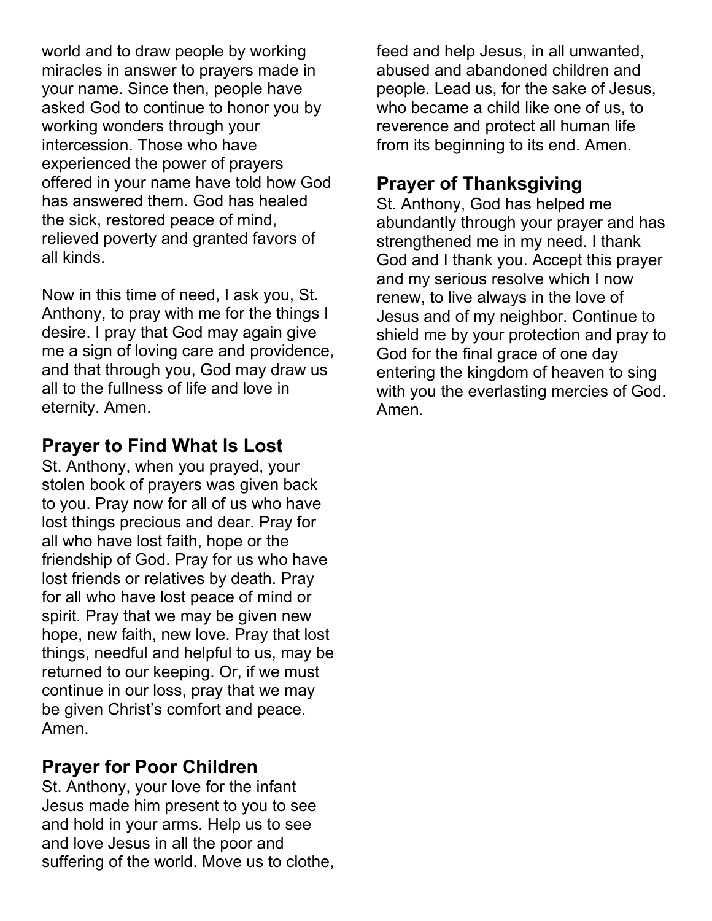world and to draw people by working miracles in answer to prayers made in your name. Since then, people have asked God to continue to honor you by working wonders through your intercession. Those who have experienced the power of prayers offered in your name have told how God has answered them. God has healed the sick, restored peace of mind, relieved poverty and granted favors of all kinds.

Now in this time of need, I ask you, St. Anthony, to pray with me for the things I desire. I pray that God may again give me a sign of loving care and providence, and that through you, God may draw us all to the fullness of life and love in eternity. Amen.

## Prayer to Find What Is Lost

St. Anthony, when you prayed, your stolen book of prayers was given back to you. Pray now for all of us who have lost things precious and dear. Pray for all who have lost faith, hope or the friendship of God. Pray for us who have lost friends or relatives by death. Pray for all who have lost peace of mind or spirit. Pray that we may be given new hope, new faith, new love. Pray that lost things, needful and helpful to us, may be returned to our keeping. Or, if we must continue in our loss, pray that we may be given Christ's comfort and peace. Amen.

## Prayer for Poor Children

St. Anthony, your love for the infant Jesus made him present to you to see and hold in your arms. Help us to see and love Jesus in all the poor and suffering of the world. Move us to clothe, feed and help Jesus, in all unwanted, abused and abandoned children and people. Lead us, for the sake of Jesus, who became a child like one of us, to reverence and protect all human life from its beginning to its end. Amen.

## Prayer of Thanksgiving

St. Anthony, God has helped me abundantly through your prayer and has strengthened me in my need. I thank God and I thank you. Accept this prayer and my serious resolve which I now renew, to live always in the love of Jesus and of my neighbor. Continue to shield me by your protection and pray to God for the final grace of one day entering the kingdom of heaven to sing with you the everlasting mercies of God. Amen.